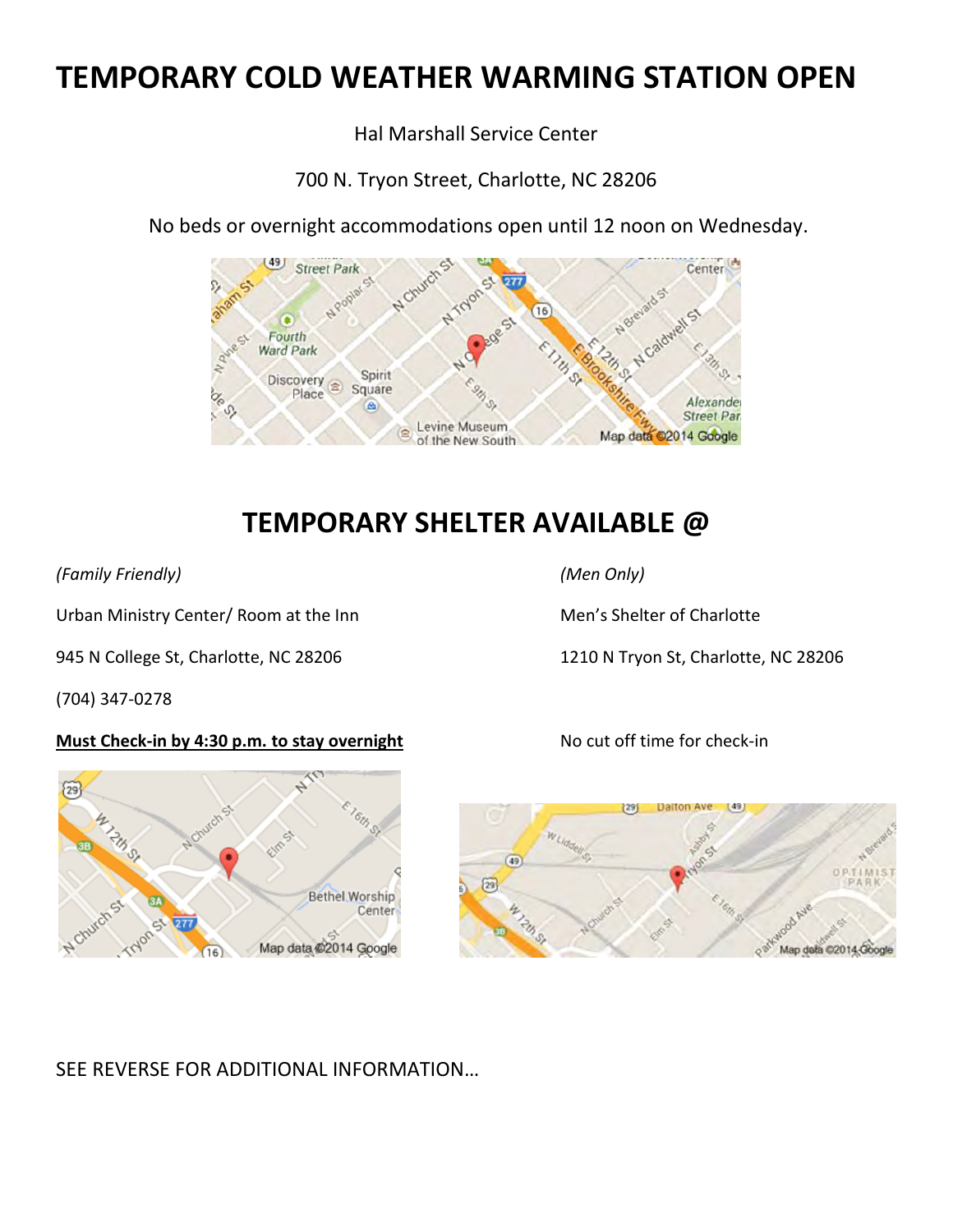# TEMPORARY COLD WEATHER WARMING STATION OPEN

Hal Marshall Service Center

700 N. Tryon Street, Charlotte, NC 28206

No beds or overnight accommodations open until 12 noon on Wednesday.

## TEMPORARY SHELTER AVAILABLE @

*(Family Friendly)*

Urban Ministry Center/ Room at the Inn

945 N College St, Charlotte, NC 28206

(704) 347-0278

**Must Check-in by 4:30 p.m. to stay overnight**

*(Men Only)*

Men's Shelter of Charlotte

1210 N Tryon St, Charlotte, NC 28206

No cut off time for check-in

SEE REVERSE FOR ADDITIONAL INFORMATION…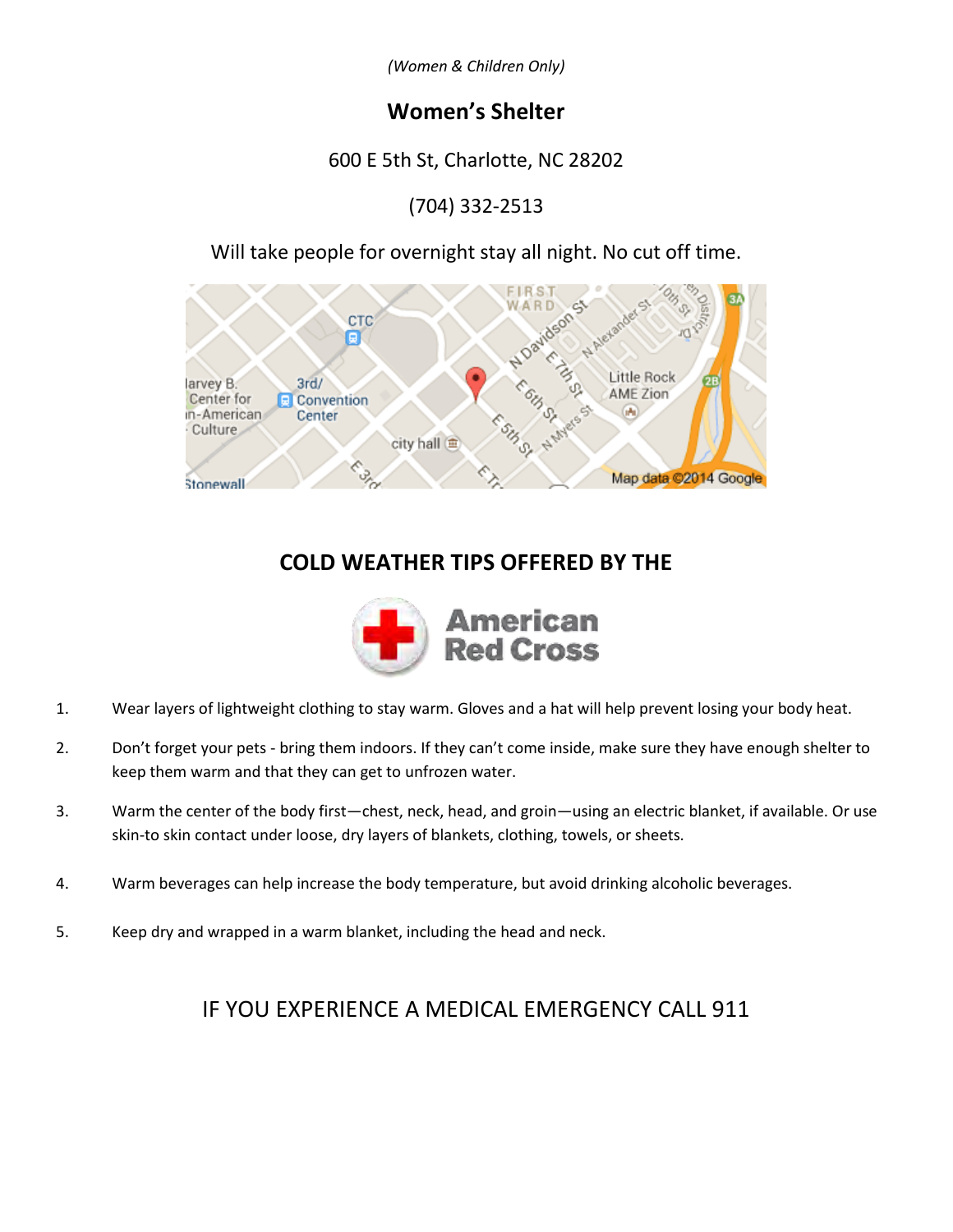*(Women & Children Only)*

**Women's Shelter**

600 E 5th St, Charlotte, NC 28202

(704) 332-2513

Will take people for overnight stay all night. No cut off time.

## COLD WEATHER TIPS OFFERED BY THE

American Red Cross

1. Wear layers of lightweight clothing to stay warm. Gloves and a hat will help prevent losing your body heat.
2. Don't forget your pets - bring them indoors. If they can't come inside, make sure they have enough shelter to keep them warm and that they can get to unfrozen water.
3. Warm the center of the body first—chest, neck, head, and groin—using an electric blanket, if available. Or use skin-to skin contact under loose, dry layers of blankets, clothing, towels, or sheets.
4. Warm beverages can help increase the body temperature, but avoid drinking alcoholic beverages.
5. Keep dry and wrapped in a warm blanket, including the head and neck.

IF YOU EXPERIENCE A MEDICAL EMERGENCY CALL 911